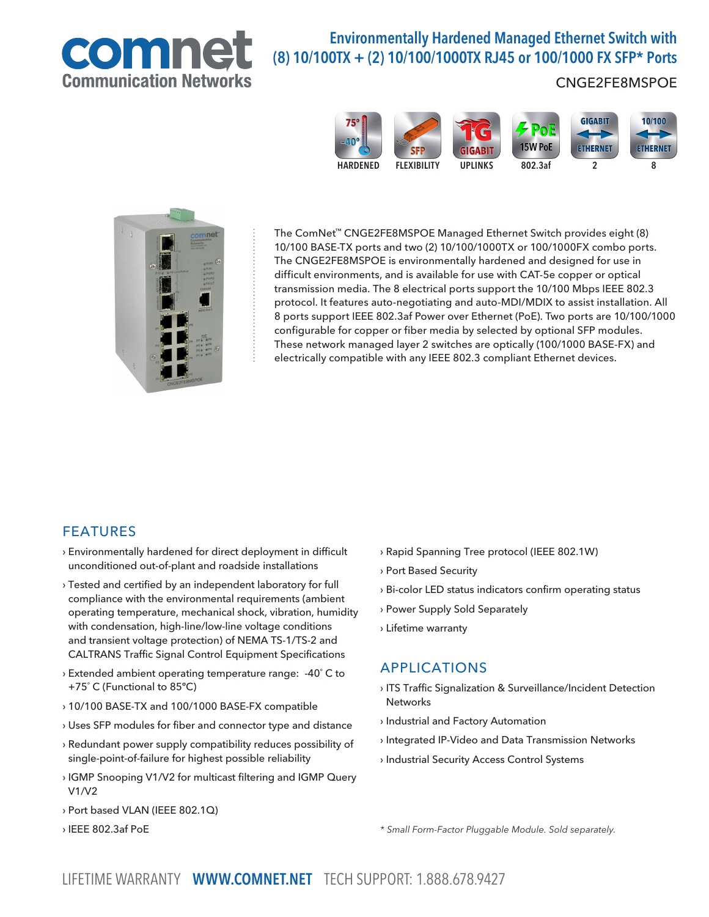comnet
Communication Networks

# Environmentally Hardened Managed Ethernet Switch with (8) 10/100TX + (2) 10/100/1000TX RJ45 or 100/1000 FX SFP* Ports

CNGE2FE8MSPOE

HARDENED | FLEXIBILITY | UPLINKS | 802.3af | 2 | 8

The ComNet™ CNGE2FE8MSPOE Managed Ethernet Switch provides eight (8) 10/100 BASE-TX ports and two (2) 10/100/1000TX or 100/1000FX combo ports. The CNGE2FE8MSPOE is environmentally hardened and designed for use in difficult environments, and is available for use with CAT-5e copper or optical transmission media. The 8 electrical ports support the 10/100 Mbps IEEE 802.3 protocol. It features auto-negotiating and auto-MDI/MDIX to assist installation. All 8 ports support IEEE 802.3af Power over Ethernet (PoE). Two ports are 10/100/1000 configurable for copper or fiber media by selected by optional SFP modules. These network managed layer 2 switches are optically (100/1000 BASE-FX) and electrically compatible with any IEEE 802.3 compliant Ethernet devices.

## FEATURES

- Environmentally hardened for direct deployment in difficult unconditioned out-of-plant and roadside installations
- Tested and certified by an independent laboratory for full compliance with the environmental requirements (ambient operating temperature, mechanical shock, vibration, humidity with condensation, high-line/low-line voltage conditions and transient voltage protection) of NEMA TS-1/TS-2 and CALTRANS Traffic Signal Control Equipment Specifications
- Extended ambient operating temperature range: -40˚ C to +75˚ C (Functional to 85°C)
- 10/100 BASE-TX and 100/1000 BASE-FX compatible
- Uses SFP modules for fiber and connector type and distance
- Redundant power supply compatibility reduces possibility of single-point-of-failure for highest possible reliability
- IGMP Snooping V1/V2 for multicast filtering and IGMP Query V1/V2
- Port based VLAN (IEEE 802.1Q)
- IEEE 802.3af PoE
- Rapid Spanning Tree protocol (IEEE 802.1W)
- Port Based Security
- Bi-color LED status indicators confirm operating status
- Power Supply Sold Separately
- Lifetime warranty

## APPLICATIONS

- ITS Traffic Signalization & Surveillance/Incident Detection Networks
- Industrial and Factory Automation
- Integrated IP-Video and Data Transmission Networks
- Industrial Security Access Control Systems

*\* Small Form-Factor Pluggable Module. Sold separately.*

LIFETIME WARRANTY **WWW.COMNET.NET** TECH SUPPORT: 1.888.678.9427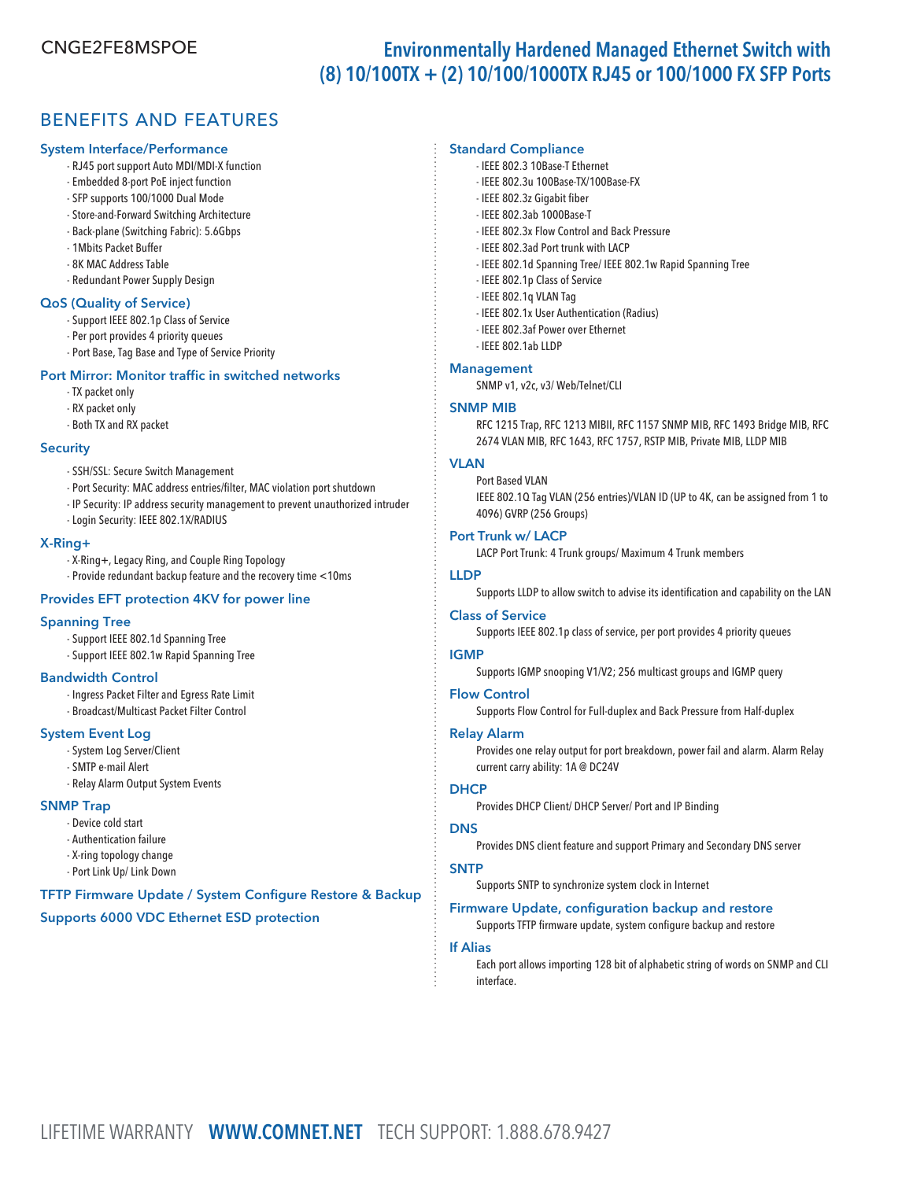CNGE2FE8MSPOE

# Environmentally Hardened Managed Ethernet Switch with (8) 10/100TX + (2) 10/100/1000TX RJ45 or 100/1000 FX SFP Ports

## BENEFITS AND FEATURES

### System Interface/Performance

- RJ45 port support Auto MDI/MDI-X function
- Embedded 8-port PoE inject function
- SFP supports 100/1000 Dual Mode
- Store-and-Forward Switching Architecture
- Back-plane (Switching Fabric): 5.6Gbps
- 1Mbits Packet Buffer
- 8K MAC Address Table
- Redundant Power Supply Design

### QoS (Quality of Service)

- Support IEEE 802.1p Class of Service
- Per port provides 4 priority queues
- Port Base, Tag Base and Type of Service Priority

### Port Mirror: Monitor traffic in switched networks

- TX packet only
- RX packet only
- Both TX and RX packet

### Security

- SSH/SSL: Secure Switch Management
- Port Security: MAC address entries/filter, MAC violation port shutdown
- IP Security: IP address security management to prevent unauthorized intruder
- Login Security: IEEE 802.1X/RADIUS

### X-Ring+

- X-Ring+, Legacy Ring, and Couple Ring Topology
- Provide redundant backup feature and the recovery time <10ms

### Provides EFT protection 4KV for power line

### Spanning Tree

- Support IEEE 802.1d Spanning Tree
- Support IEEE 802.1w Rapid Spanning Tree

### Bandwidth Control

- Ingress Packet Filter and Egress Rate Limit
- Broadcast/Multicast Packet Filter Control

### System Event Log

- System Log Server/Client
- SMTP e-mail Alert
- Relay Alarm Output System Events

### SNMP Trap

- Device cold start
- Authentication failure
- X-ring topology change
- Port Link Up/ Link Down

### TFTP Firmware Update / System Configure Restore & Backup

### Supports 6000 VDC Ethernet ESD protection

### Standard Compliance

- IEEE 802.3 10Base-T Ethernet
- IEEE 802.3u 100Base-TX/100Base-FX
- IEEE 802.3z Gigabit fiber
- IEEE 802.3ab 1000Base-T
- IEEE 802.3x Flow Control and Back Pressure
- IEEE 802.3ad Port trunk with LACP
- IEEE 802.1d Spanning Tree/ IEEE 802.1w Rapid Spanning Tree
- IEEE 802.1p Class of Service
- IEEE 802.1q VLAN Tag
- IEEE 802.1x User Authentication (Radius)
- IEEE 802.3af Power over Ethernet
- IEEE 802.1ab LLDP

### Management

SNMP v1, v2c, v3/ Web/Telnet/CLI

### SNMP MIB

RFC 1215 Trap, RFC 1213 MIBII, RFC 1157 SNMP MIB, RFC 1493 Bridge MIB, RFC 2674 VLAN MIB, RFC 1643, RFC 1757, RSTP MIB, Private MIB, LLDP MIB

### VLAN

Port Based VLAN

IEEE 802.1Q Tag VLAN (256 entries)/VLAN ID (UP to 4K, can be assigned from 1 to 4096) GVRP (256 Groups)

### Port Trunk w/ LACP

LACP Port Trunk: 4 Trunk groups/ Maximum 4 Trunk members

### LLDP

Supports LLDP to allow switch to advise its identification and capability on the LAN

### Class of Service

Supports IEEE 802.1p class of service, per port provides 4 priority queues

### IGMP

Supports IGMP snooping V1/V2; 256 multicast groups and IGMP query

### Flow Control

Supports Flow Control for Full-duplex and Back Pressure from Half-duplex

### Relay Alarm

Provides one relay output for port breakdown, power fail and alarm. Alarm Relay current carry ability: 1A @ DC24V

### DHCP

Provides DHCP Client/ DHCP Server/ Port and IP Binding

### DNS

Provides DNS client feature and support Primary and Secondary DNS server

### SNTP

Supports SNTP to synchronize system clock in Internet

### Firmware Update, configuration backup and restore

Supports TFTP firmware update, system configure backup and restore

### If Alias

Each port allows importing 128 bit of alphabetic string of words on SNMP and CLI interface.

LIFETIME WARRANTY **WWW.COMNET.NET** TECH SUPPORT: 1.888.678.9427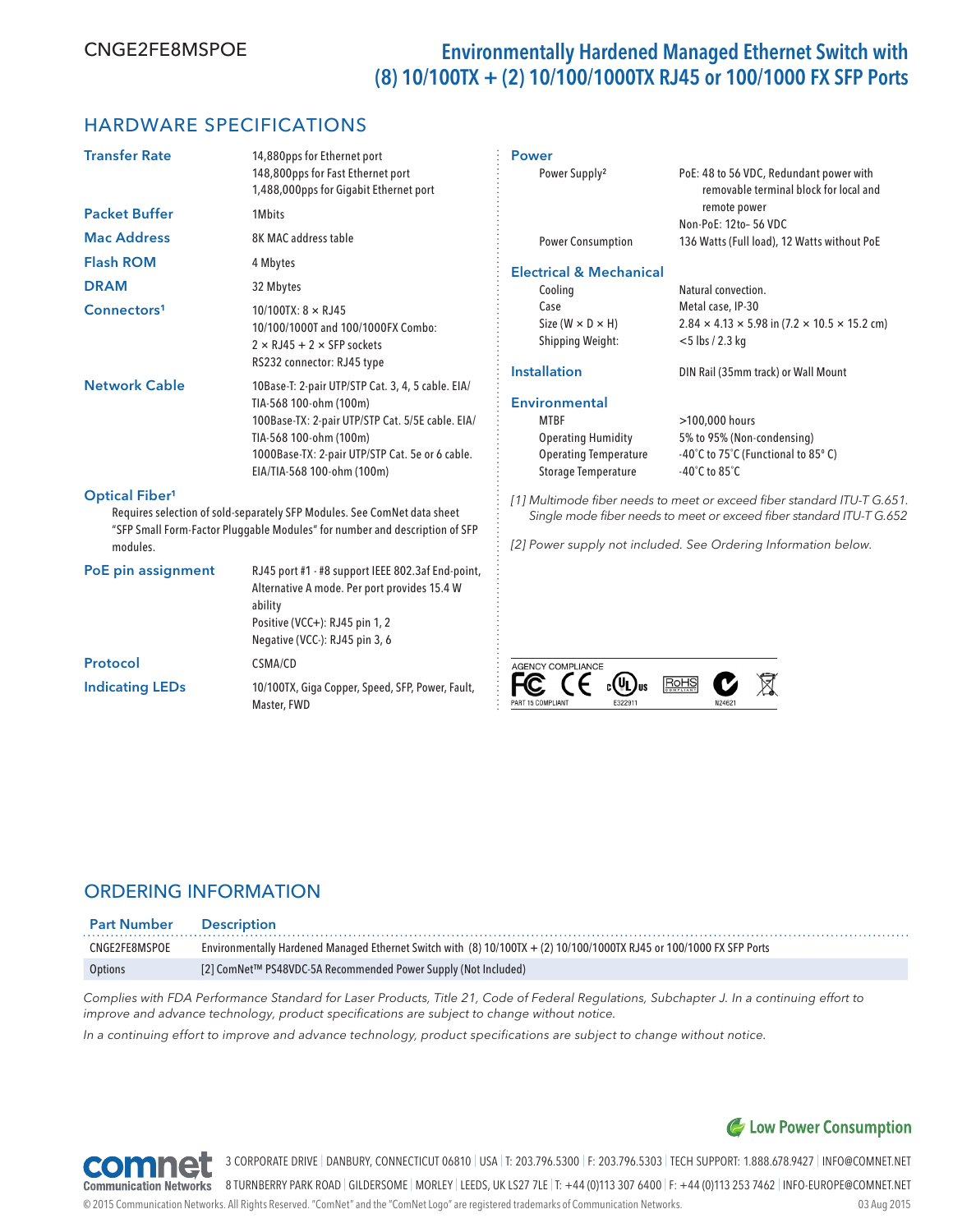# Environmentally Hardened Managed Ethernet Switch with (8) 10/100TX + (2) 10/100/1000TX RJ45 or 100/1000 FX SFP Ports

CNGE2FE8MSPOE

## HARDWARE SPECIFICATIONS

**Transfer Rate**
14,880pps for Ethernet port
148,800pps for Fast Ethernet port
1,488,000pps for Gigabit Ethernet port

**Packet Buffer**
1Mbits

**Mac Address**
8K MAC address table

**Flash ROM**
4 Mbytes

**DRAM**
32 Mbytes

**Connectors[1]**
10/100TX: 8 × RJ45
10/100/1000T and 100/1000FX Combo: 2 × RJ45 + 2 × SFP sockets
RS232 connector: RJ45 type

**Network Cable**
10Base-T: 2-pair UTP/STP Cat. 3, 4, 5 cable. EIA/TIA-568 100-ohm (100m)
100Base-TX: 2-pair UTP/STP Cat. 5/5E cable. EIA/TIA-568 100-ohm (100m)
1000Base-TX: 2-pair UTP/STP Cat. 5e or 6 cable. EIA/TIA-568 100-ohm (100m)

**Optical Fiber[1]**
Requires selection of sold-separately SFP Modules. See ComNet data sheet "SFP Small Form-Factor Pluggable Modules" for number and description of SFP modules.

**PoE pin assignment**
RJ45 port #1 - #8 support IEEE 802.3af End-point, Alternative A mode. Per port provides 15.4 W ability
Positive (VCC+): RJ45 pin 1, 2
Negative (VCC-): RJ45 pin 3, 6

**Protocol**
CSMA/CD

**Indicating LEDs**
10/100TX, Giga Copper, Speed, SFP, Power, Fault, Master, FWD

**Power**

| | |
|---|---|
| Power Supply[2] | PoE: 48 to 56 VDC, Redundant power with removable terminal block for local and remote power<br>Non-PoE: 12to– 56 VDC |
| Power Consumption | 136 Watts (Full load), 12 Watts without PoE |

**Electrical & Mechanical**

| | |
|---|---|
| Cooling | Natural convection. |
| Case | Metal case, IP-30 |
| Size (W × D × H) | 2.84 × 4.13 × 5.98 in (7.2 × 10.5 × 15.2 cm) |
| Shipping Weight: | <5 lbs / 2.3 kg |

**Installation**
DIN Rail (35mm track) or Wall Mount

**Environmental**

| | |
|---|---|
| MTBF | >100,000 hours |
| Operating Humidity | 5% to 95% (Non-condensing) |
| Operating Temperature | -40˚C to 75˚C (Functional to 85° C) |
| Storage Temperature | -40˚C to 85˚C |

*[1] Multimode fiber needs to meet or exceed fiber standard ITU-T G.651. Single mode fiber needs to meet or exceed fiber standard ITU-T G.652*

*[2] Power supply not included. See Ordering Information below.*

AGENCY COMPLIANCE
PART 15 COMPLIANT E322911 N24621

## ORDERING INFORMATION

| Part Number | Description |
|---|---|
| CNGE2FE8MSPOE | Environmentally Hardened Managed Ethernet Switch with (8) 10/100TX + (2) 10/100/1000TX RJ45 or 100/1000 FX SFP Ports |
| Options | [2] ComNet™ PS48VDC-5A Recommended Power Supply (Not Included) |

*Complies with FDA Performance Standard for Laser Products, Title 21, Code of Federal Regulations, Subchapter J. In a continuing effort to improve and advance technology, product specifications are subject to change without notice.*

*In a continuing effort to improve and advance technology, product specifications are subject to change without notice.*

Low Power Consumption

3 CORPORATE DRIVE | DANBURY, CONNECTICUT 06810 | USA | T: 203.796.5300 | F: 203.796.5303 | TECH SUPPORT: 1.888.678.9427 | INFO@COMNET.NET
8 TURNBERRY PARK ROAD | GILDERSOME | MORLEY | LEEDS, UK LS27 7LE | T: +44 (0)113 307 6400 | F: +44 (0)113 253 7462 | INFO-EUROPE@COMNET.NET
© 2015 Communication Networks. All Rights Reserved. "ComNet" and the "ComNet Logo" are registered trademarks of Communication Networks. 03 Aug 2015